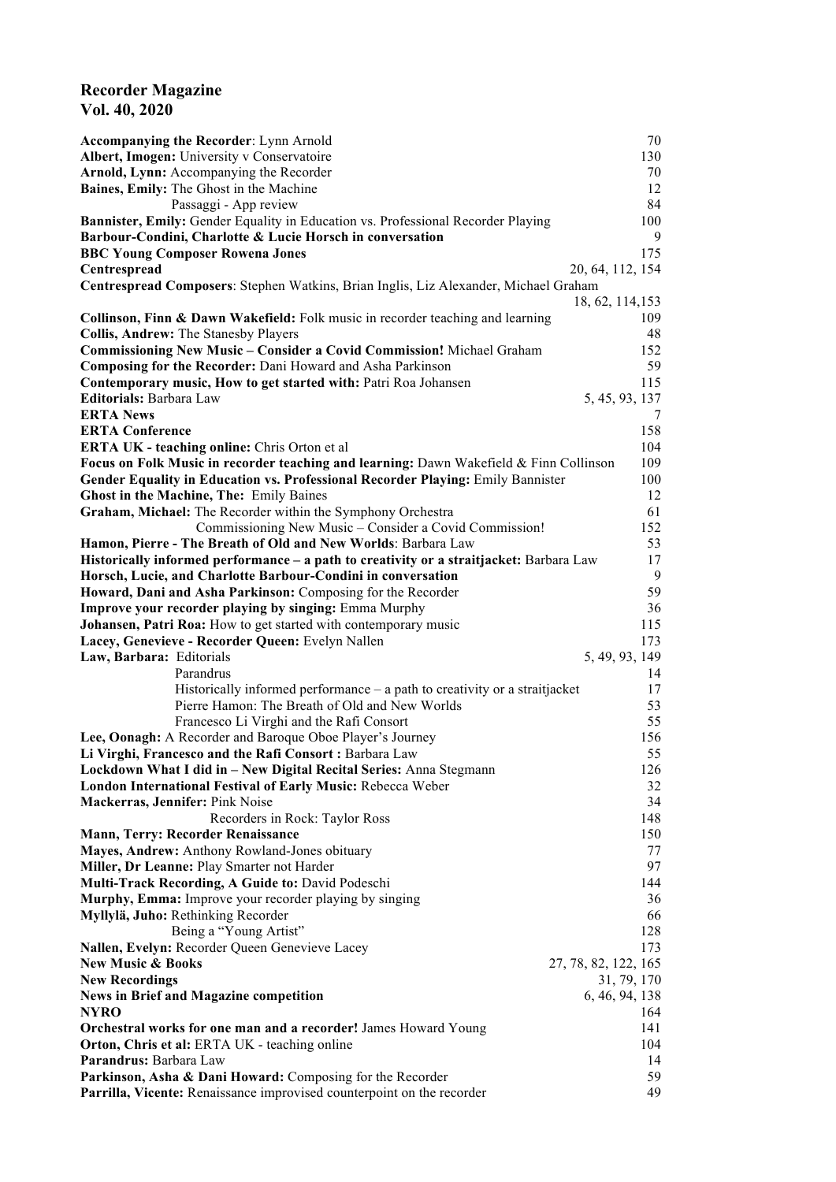# Recorder Magazine
## Vol. 40, 2020

| | |
|---|---|
| **Accompanying the Recorder**: Lynn Arnold | 70 |
| **Albert, Imogen:** University v Conservatoire | 130 |
| **Arnold, Lynn:** Accompanying the Recorder | 70 |
| **Baines, Emily:** The Ghost in the Machine | 12 |
| Passaggi - App review | 84 |
| **Bannister, Emily:** Gender Equality in Education vs. Professional Recorder Playing | 100 |
| **Barbour-Condini, Charlotte & Lucie Horsch in conversation** | 9 |
| **BBC Young Composer Rowena Jones** | 175 |
| **Centrespread** | 20, 64, 112, 154 |
| **Centrespread Composers**: Stephen Watkins, Brian Inglis, Liz Alexander, Michael Graham | 18, 62, 114,153 |
| **Collinson, Finn & Dawn Wakefield:** Folk music in recorder teaching and learning | 109 |
| **Collis, Andrew:** The Stanesby Players | 48 |
| **Commissioning New Music – Consider a Covid Commission!** Michael Graham | 152 |
| **Composing for the Recorder:** Dani Howard and Asha Parkinson | 59 |
| **Contemporary music, How to get started with:** Patri Roa Johansen | 115 |
| **Editorials:** Barbara Law | 5, 45, 93, 137 |
| **ERTA News** | 7 |
| **ERTA Conference** | 158 |
| **ERTA UK - teaching online:** Chris Orton et al | 104 |
| **Focus on Folk Music in recorder teaching and learning:** Dawn Wakefield & Finn Collinson | 109 |
| **Gender Equality in Education vs. Professional Recorder Playing:** Emily Bannister | 100 |
| **Ghost in the Machine, The:** Emily Baines | 12 |
| **Graham, Michael:** The Recorder within the Symphony Orchestra | 61 |
| Commissioning New Music – Consider a Covid Commission! | 152 |
| **Hamon, Pierre - The Breath of Old and New Worlds**: Barbara Law | 53 |
| **Historically informed performance – a path to creativity or a straitjacket:** Barbara Law | 17 |
| **Horsch, Lucie, and Charlotte Barbour-Condini in conversation** | 9 |
| **Howard, Dani and Asha Parkinson:** Composing for the Recorder | 59 |
| **Improve your recorder playing by singing:** Emma Murphy | 36 |
| **Johansen, Patri Roa:** How to get started with contemporary music | 115 |
| **Lacey, Genevieve - Recorder Queen:** Evelyn Nallen | 173 |
| **Law, Barbara:** Editorials | 5, 49, 93, 149 |
| Parandrus | 14 |
| Historically informed performance – a path to creativity or a straitjacket | 17 |
| Pierre Hamon: The Breath of Old and New Worlds | 53 |
| Francesco Li Virghi and the Rafi Consort | 55 |
| **Lee, Oonagh:** A Recorder and Baroque Oboe Player's Journey | 156 |
| **Li Virghi, Francesco and the Rafi Consort :** Barbara Law | 55 |
| **Lockdown What I did in – New Digital Recital Series:** Anna Stegmann | 126 |
| **London International Festival of Early Music:** Rebecca Weber | 32 |
| **Mackerras, Jennifer:** Pink Noise | 34 |
| Recorders in Rock: Taylor Ross | 148 |
| **Mann, Terry: Recorder Renaissance** | 150 |
| **Mayes, Andrew:** Anthony Rowland-Jones obituary | 77 |
| **Miller, Dr Leanne:** Play Smarter not Harder | 97 |
| **Multi-Track Recording, A Guide to:** David Podeschi | 144 |
| **Murphy, Emma:** Improve your recorder playing by singing | 36 |
| **Myllylä, Juho:** Rethinking Recorder | 66 |
| Being a "Young Artist" | 128 |
| **Nallen, Evelyn:** Recorder Queen Genevieve Lacey | 173 |
| **New Music & Books** | 27, 78, 82, 122, 165 |
| **New Recordings** | 31, 79, 170 |
| **News in Brief and Magazine competition** | 6, 46, 94, 138 |
| **NYRO** | 164 |
| **Orchestral works for one man and a recorder!** James Howard Young | 141 |
| **Orton, Chris et al:** ERTA UK - teaching online | 104 |
| **Parandrus:** Barbara Law | 14 |
| **Parkinson, Asha & Dani Howard:** Composing for the Recorder | 59 |
| **Parrilla, Vicente:** Renaissance improvised counterpoint on the recorder | 49 |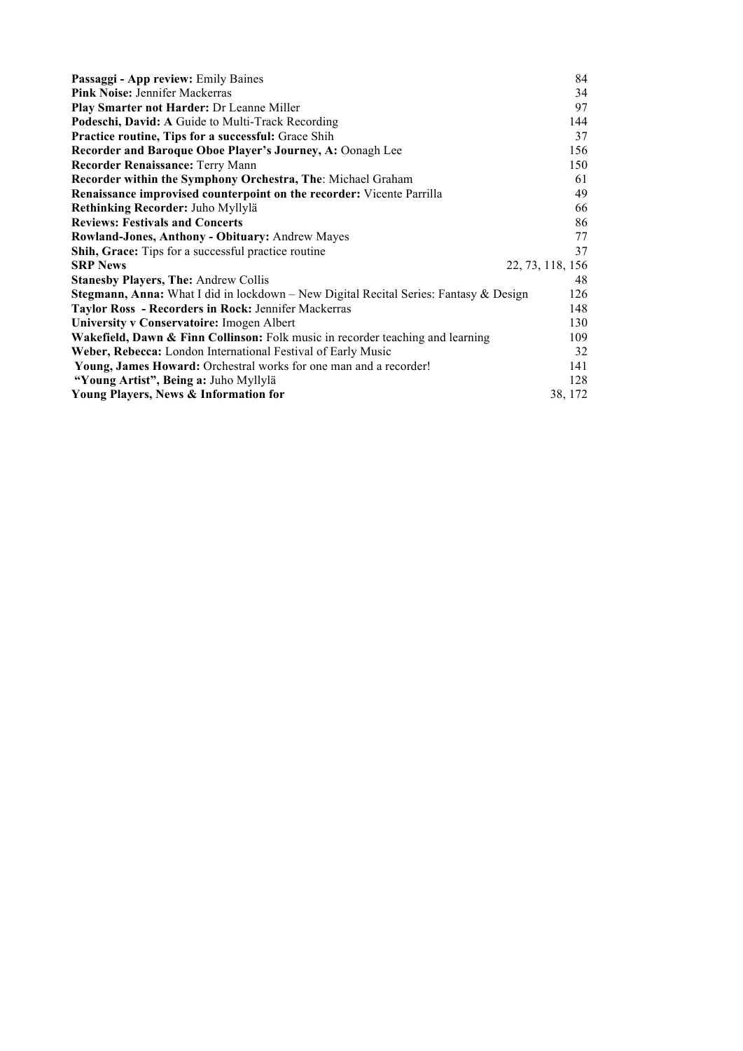| | |
|---|---|
| **Passaggi - App review:** Emily Baines | 84 |
| **Pink Noise:** Jennifer Mackerras | 34 |
| **Play Smarter not Harder:** Dr Leanne Miller | 97 |
| **Podeschi, David: A** Guide to Multi-Track Recording | 144 |
| **Practice routine, Tips for a successful:** Grace Shih | 37 |
| **Recorder and Baroque Oboe Player's Journey, A:** Oonagh Lee | 156 |
| **Recorder Renaissance:** Terry Mann | 150 |
| **Recorder within the Symphony Orchestra, The**: Michael Graham | 61 |
| **Renaissance improvised counterpoint on the recorder:** Vicente Parrilla | 49 |
| **Rethinking Recorder:** Juho Myllylä | 66 |
| **Reviews: Festivals and Concerts** | 86 |
| **Rowland-Jones, Anthony - Obituary:** Andrew Mayes | 77 |
| **Shih, Grace:** Tips for a successful practice routine | 37 |
| **SRP News** | 22, 73, 118, 156 |
| **Stanesby Players, The:** Andrew Collis | 48 |
| **Stegmann, Anna:** What I did in lockdown – New Digital Recital Series: Fantasy & Design | 126 |
| **Taylor Ross - Recorders in Rock:** Jennifer Mackerras | 148 |
| **University v Conservatoire:** Imogen Albert | 130 |
| **Wakefield, Dawn & Finn Collinson:** Folk music in recorder teaching and learning | 109 |
| **Weber, Rebecca:** London International Festival of Early Music | 32 |
| **Young, James Howard:** Orchestral works for one man and a recorder! | 141 |
| **"Young Artist", Being a:** Juho Myllylä | 128 |
| **Young Players, News & Information for** | 38, 172 |